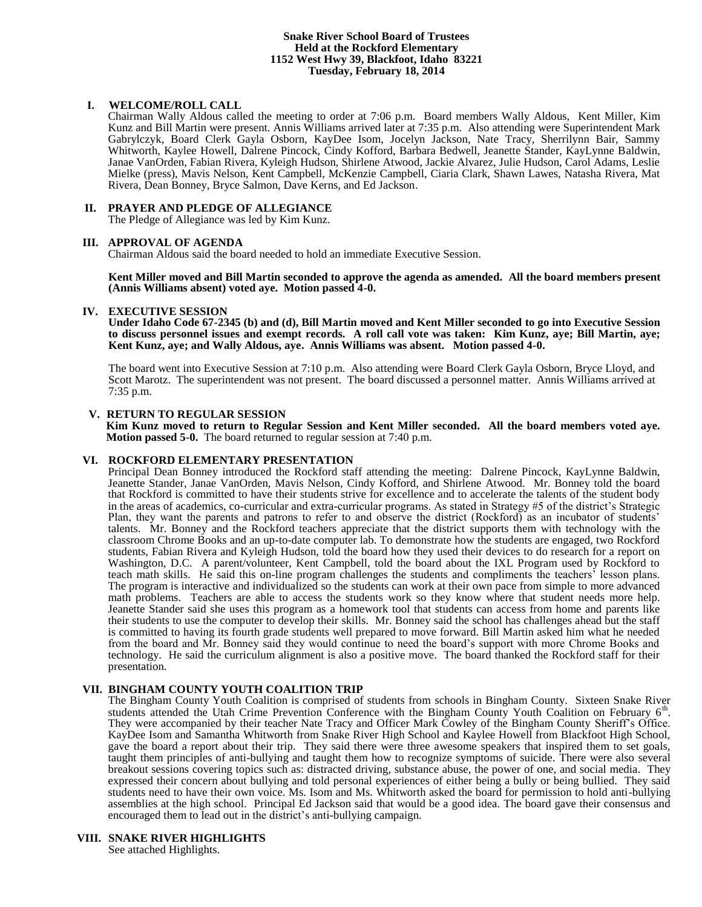**Snake River School Board of Trustees**
**Held at the Rockford Elementary**
**1152 West Hwy 39, Blackfoot, Idaho 83221**
**Tuesday, February 18, 2014**

## I. WELCOME/ROLL CALL

Chairman Wally Aldous called the meeting to order at 7:06 p.m. Board members Wally Aldous, Kent Miller, Kim Kunz and Bill Martin were present. Annis Williams arrived later at 7:35 p.m. Also attending were Superintendent Mark Gabrylczyk, Board Clerk Gayla Osborn, KayDee Isom, Jocelyn Jackson, Nate Tracy, Sherrilynn Bair, Sammy Whitworth, Kaylee Howell, Dalrene Pincock, Cindy Kofford, Barbara Bedwell, Jeanette Stander, KayLynne Baldwin, Janae VanOrden, Fabian Rivera, Kyleigh Hudson, Shirlene Atwood, Jackie Alvarez, Julie Hudson, Carol Adams, Leslie Mielke (press), Mavis Nelson, Kent Campbell, McKenzie Campbell, Ciaria Clark, Shawn Lawes, Natasha Rivera, Mat Rivera, Dean Bonney, Bryce Salmon, Dave Kerns, and Ed Jackson.

## II. PRAYER AND PLEDGE OF ALLEGIANCE

The Pledge of Allegiance was led by Kim Kunz.

## III. APPROVAL OF AGENDA

Chairman Aldous said the board needed to hold an immediate Executive Session.

**Kent Miller moved and Bill Martin seconded to approve the agenda as amended. All the board members present (Annis Williams absent) voted aye. Motion passed 4-0.**

## IV. EXECUTIVE SESSION

**Under Idaho Code 67-2345 (b) and (d), Bill Martin moved and Kent Miller seconded to go into Executive Session to discuss personnel issues and exempt records. A roll call vote was taken: Kim Kunz, aye; Bill Martin, aye; Kent Kunz, aye; and Wally Aldous, aye. Annis Williams was absent. Motion passed 4-0.**

The board went into Executive Session at 7:10 p.m. Also attending were Board Clerk Gayla Osborn, Bryce Lloyd, and Scott Marotz. The superintendent was not present. The board discussed a personnel matter. Annis Williams arrived at 7:35 p.m.

## V. RETURN TO REGULAR SESSION

**Kim Kunz moved to return to Regular Session and Kent Miller seconded. All the board members voted aye. Motion passed 5-0.** The board returned to regular session at 7:40 p.m.

## VI. ROCKFORD ELEMENTARY PRESENTATION

Principal Dean Bonney introduced the Rockford staff attending the meeting: Dalrene Pincock, KayLynne Baldwin, Jeanette Stander, Janae VanOrden, Mavis Nelson, Cindy Kofford, and Shirlene Atwood. Mr. Bonney told the board that Rockford is committed to have their students strive for excellence and to accelerate the talents of the student body in the areas of academics, co-curricular and extra-curricular programs. As stated in Strategy #5 of the district's Strategic Plan, they want the parents and patrons to refer to and observe the district (Rockford) as an incubator of students' talents. Mr. Bonney and the Rockford teachers appreciate that the district supports them with technology with the classroom Chrome Books and an up-to-date computer lab. To demonstrate how the students are engaged, two Rockford students, Fabian Rivera and Kyleigh Hudson, told the board how they used their devices to do research for a report on Washington, D.C. A parent/volunteer, Kent Campbell, told the board about the IXL Program used by Rockford to teach math skills. He said this on-line program challenges the students and compliments the teachers' lesson plans. The program is interactive and individualized so the students can work at their own pace from simple to more advanced math problems. Teachers are able to access the students work so they know where that student needs more help. Jeanette Stander said she uses this program as a homework tool that students can access from home and parents like their students to use the computer to develop their skills. Mr. Bonney said the school has challenges ahead but the staff is committed to having its fourth grade students well prepared to move forward. Bill Martin asked him what he needed from the board and Mr. Bonney said they would continue to need the board's support with more Chrome Books and technology. He said the curriculum alignment is also a positive move. The board thanked the Rockford staff for their presentation.

## VII. BINGHAM COUNTY YOUTH COALITION TRIP

The Bingham County Youth Coalition is comprised of students from schools in Bingham County. Sixteen Snake River students attended the Utah Crime Prevention Conference with the Bingham County Youth Coalition on February 6th. They were accompanied by their teacher Nate Tracy and Officer Mark Cowley of the Bingham County Sheriff's Office. KayDee Isom and Samantha Whitworth from Snake River High School and Kaylee Howell from Blackfoot High School, gave the board a report about their trip. They said there were three awesome speakers that inspired them to set goals, taught them principles of anti-bullying and taught them how to recognize symptoms of suicide. There were also several breakout sessions covering topics such as: distracted driving, substance abuse, the power of one, and social media. They expressed their concern about bullying and told personal experiences of either being a bully or being bullied. They said students need to have their own voice. Ms. Isom and Ms. Whitworth asked the board for permission to hold anti-bullying assemblies at the high school. Principal Ed Jackson said that would be a good idea. The board gave their consensus and encouraged them to lead out in the district's anti-bullying campaign.

## VIII. SNAKE RIVER HIGHLIGHTS

See attached Highlights.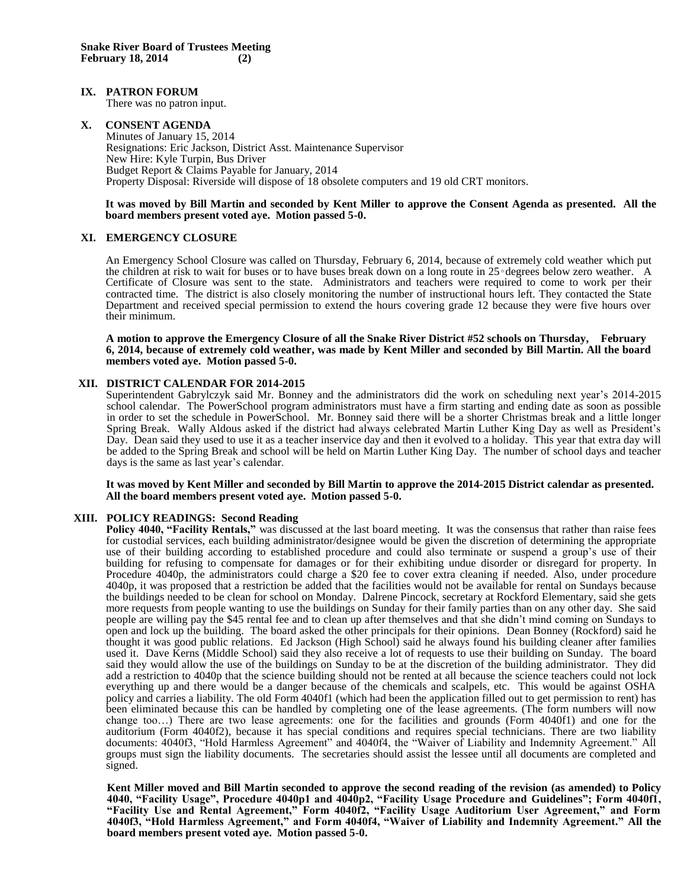## IX. PATRON FORUM

There was no patron input.

## X. CONSENT AGENDA

Minutes of January 15, 2014
Resignations: Eric Jackson, District Asst. Maintenance Supervisor
New Hire: Kyle Turpin, Bus Driver
Budget Report & Claims Payable for January, 2014
Property Disposal: Riverside will dispose of 18 obsolete computers and 19 old CRT monitors.

**It was moved by Bill Martin and seconded by Kent Miller to approve the Consent Agenda as presented. All the board members present voted aye. Motion passed 5-0.**

## XI. EMERGENCY CLOSURE

An Emergency School Closure was called on Thursday, February 6, 2014, because of extremely cold weather which put the children at risk to wait for buses or to have buses break down on a long route in 25◦degrees below zero weather. A Certificate of Closure was sent to the state. Administrators and teachers were required to come to work per their contracted time. The district is also closely monitoring the number of instructional hours left. They contacted the State Department and received special permission to extend the hours covering grade 12 because they were five hours over their minimum.

**A motion to approve the Emergency Closure of all the Snake River District #52 schools on Thursday, February 6, 2014, because of extremely cold weather, was made by Kent Miller and seconded by Bill Martin. All the board members voted aye. Motion passed 5-0.**

## XII. DISTRICT CALENDAR FOR 2014-2015

Superintendent Gabrylczyk said Mr. Bonney and the administrators did the work on scheduling next year's 2014-2015 school calendar. The PowerSchool program administrators must have a firm starting and ending date as soon as possible in order to set the schedule in PowerSchool. Mr. Bonney said there will be a shorter Christmas break and a little longer Spring Break. Wally Aldous asked if the district had always celebrated Martin Luther King Day as well as President's Day. Dean said they used to use it as a teacher inservice day and then it evolved to a holiday. This year that extra day will be added to the Spring Break and school will be held on Martin Luther King Day. The number of school days and teacher days is the same as last year's calendar.

**It was moved by Kent Miller and seconded by Bill Martin to approve the 2014-2015 District calendar as presented. All the board members present voted aye. Motion passed 5-0.**

## XIII. POLICY READINGS: Second Reading

**Policy 4040, "Facility Rentals,"** was discussed at the last board meeting. It was the consensus that rather than raise fees for custodial services, each building administrator/designee would be given the discretion of determining the appropriate use of their building according to established procedure and could also terminate or suspend a group's use of their building for refusing to compensate for damages or for their exhibiting undue disorder or disregard for property. In Procedure 4040p, the administrators could charge a $20 fee to cover extra cleaning if needed. Also, under procedure 4040p, it was proposed that a restriction be added that the facilities would not be available for rental on Sundays because the buildings needed to be clean for school on Monday. Dalrene Pincock, secretary at Rockford Elementary, said she gets more requests from people wanting to use the buildings on Sunday for their family parties than on any other day. She said people are willing pay the $45 rental fee and to clean up after themselves and that she didn't mind coming on Sundays to open and lock up the building. The board asked the other principals for their opinions. Dean Bonney (Rockford) said he thought it was good public relations. Ed Jackson (High School) said he always found his building cleaner after families used it. Dave Kerns (Middle School) said they also receive a lot of requests to use their building on Sunday. The board said they would allow the use of the buildings on Sunday to be at the discretion of the building administrator. They did add a restriction to 4040p that the science building should not be rented at all because the science teachers could not lock everything up and there would be a danger because of the chemicals and scalpels, etc. This would be against OSHA policy and carries a liability. The old Form 4040f1 (which had been the application filled out to get permission to rent) has been eliminated because this can be handled by completing one of the lease agreements. (The form numbers will now change too…) There are two lease agreements: one for the facilities and grounds (Form 4040f1) and one for the auditorium (Form 4040f2), because it has special conditions and requires special technicians. There are two liability documents: 4040f3, "Hold Harmless Agreement" and 4040f4, the "Waiver of Liability and Indemnity Agreement." All groups must sign the liability documents. The secretaries should assist the lessee until all documents are completed and signed.

**Kent Miller moved and Bill Martin seconded to approve the second reading of the revision (as amended) to Policy 4040, "Facility Usage", Procedure 4040p1 and 4040p2, "Facility Usage Procedure and Guidelines"; Form 4040f1, "Facility Use and Rental Agreement," Form 4040f2, "Facility Usage Auditorium User Agreement," and Form 4040f3, "Hold Harmless Agreement," and Form 4040f4, "Waiver of Liability and Indemnity Agreement." All the board members present voted aye. Motion passed 5-0.**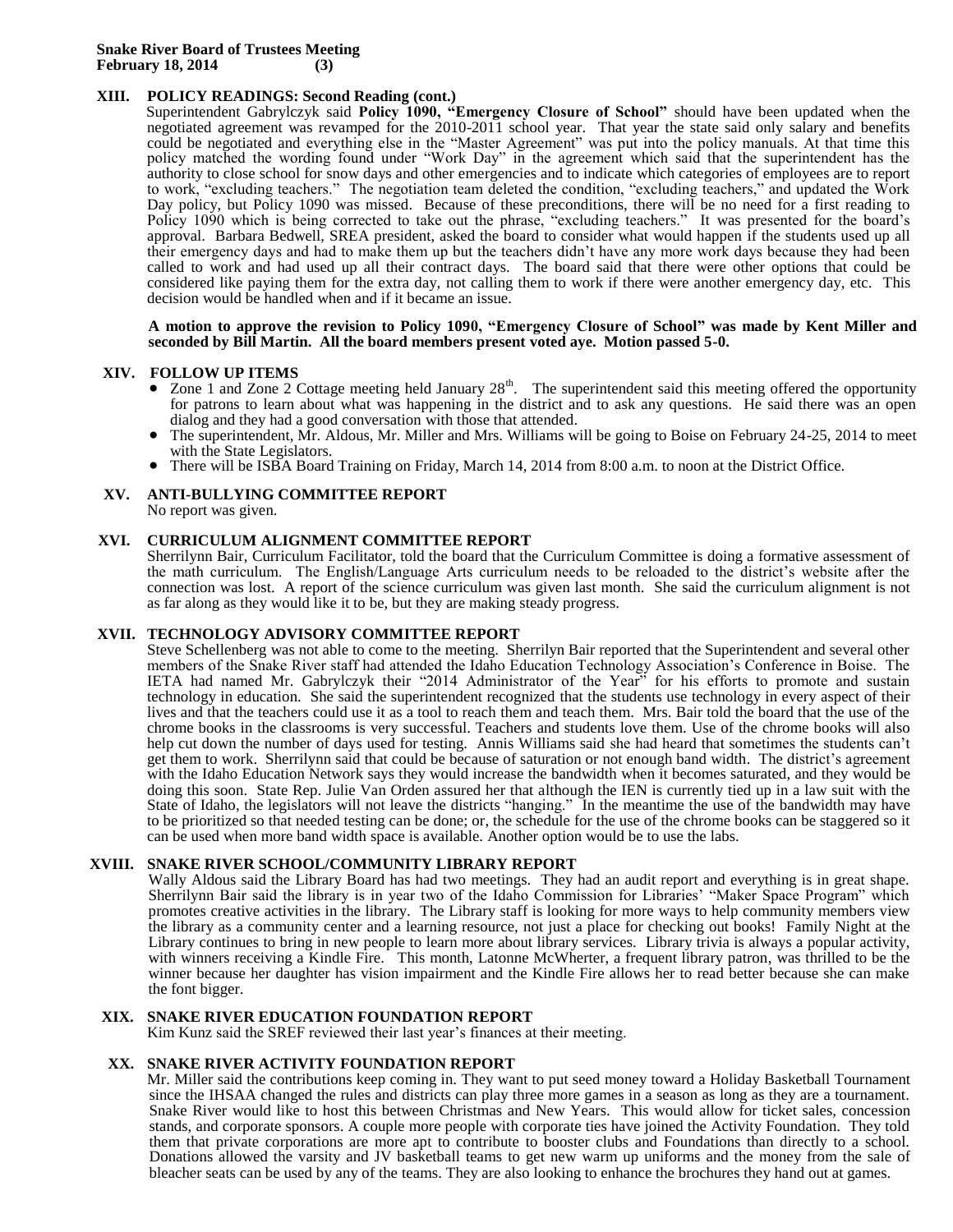## XIII. POLICY READINGS: Second Reading (cont.)

Superintendent Gabrylczyk said **Policy 1090, "Emergency Closure of School"** should have been updated when the negotiated agreement was revamped for the 2010-2011 school year. That year the state said only salary and benefits could be negotiated and everything else in the "Master Agreement" was put into the policy manuals. At that time this policy matched the wording found under "Work Day" in the agreement which said that the superintendent has the authority to close school for snow days and other emergencies and to indicate which categories of employees are to report to work, "excluding teachers." The negotiation team deleted the condition, "excluding teachers," and updated the Work Day policy, but Policy 1090 was missed. Because of these preconditions, there will be no need for a first reading to Policy 1090 which is being corrected to take out the phrase, "excluding teachers." It was presented for the board's approval. Barbara Bedwell, SREA president, asked the board to consider what would happen if the students used up all their emergency days and had to make them up but the teachers didn't have any more work days because they had been called to work and had used up all their contract days. The board said that there were other options that could be considered like paying them for the extra day, not calling them to work if there were another emergency day, etc. This decision would be handled when and if it became an issue.

**A motion to approve the revision to Policy 1090, "Emergency Closure of School" was made by Kent Miller and seconded by Bill Martin. All the board members present voted aye. Motion passed 5-0.**

## XIV. FOLLOW UP ITEMS

- Zone 1 and Zone 2 Cottage meeting held January 28th. The superintendent said this meeting offered the opportunity for patrons to learn about what was happening in the district and to ask any questions. He said there was an open dialog and they had a good conversation with those that attended.
- The superintendent, Mr. Aldous, Mr. Miller and Mrs. Williams will be going to Boise on February 24-25, 2014 to meet with the State Legislators.
- There will be ISBA Board Training on Friday, March 14, 2014 from 8:00 a.m. to noon at the District Office.

## XV. ANTI-BULLYING COMMITTEE REPORT

No report was given.

## XVI. CURRICULUM ALIGNMENT COMMITTEE REPORT

Sherrilynn Bair, Curriculum Facilitator, told the board that the Curriculum Committee is doing a formative assessment of the math curriculum. The English/Language Arts curriculum needs to be reloaded to the district's website after the connection was lost. A report of the science curriculum was given last month. She said the curriculum alignment is not as far along as they would like it to be, but they are making steady progress.

## XVII. TECHNOLOGY ADVISORY COMMITTEE REPORT

Steve Schellenberg was not able to come to the meeting. Sherrilyn Bair reported that the Superintendent and several other members of the Snake River staff had attended the Idaho Education Technology Association's Conference in Boise. The IETA had named Mr. Gabrylczyk their "2014 Administrator of the Year" for his efforts to promote and sustain technology in education. She said the superintendent recognized that the students use technology in every aspect of their lives and that the teachers could use it as a tool to reach them and teach them. Mrs. Bair told the board that the use of the chrome books in the classrooms is very successful. Teachers and students love them. Use of the chrome books will also help cut down the number of days used for testing. Annis Williams said she had heard that sometimes the students can't get them to work. Sherrilynn said that could be because of saturation or not enough band width. The district's agreement with the Idaho Education Network says they would increase the bandwidth when it becomes saturated, and they would be doing this soon. State Rep. Julie Van Orden assured her that although the IEN is currently tied up in a law suit with the State of Idaho, the legislators will not leave the districts "hanging." In the meantime the use of the bandwidth may have to be prioritized so that needed testing can be done; or, the schedule for the use of the chrome books can be staggered so it can be used when more band width space is available. Another option would be to use the labs.

## XVIII. SNAKE RIVER SCHOOL/COMMUNITY LIBRARY REPORT

Wally Aldous said the Library Board has had two meetings. They had an audit report and everything is in great shape. Sherrilynn Bair said the library is in year two of the Idaho Commission for Libraries' "Maker Space Program" which promotes creative activities in the library. The Library staff is looking for more ways to help community members view the library as a community center and a learning resource, not just a place for checking out books! Family Night at the Library continues to bring in new people to learn more about library services. Library trivia is always a popular activity, with winners receiving a Kindle Fire. This month, Latonne McWherter, a frequent library patron, was thrilled to be the winner because her daughter has vision impairment and the Kindle Fire allows her to read better because she can make the font bigger.

## XIX. SNAKE RIVER EDUCATION FOUNDATION REPORT

Kim Kunz said the SREF reviewed their last year's finances at their meeting.

## XX. SNAKE RIVER ACTIVITY FOUNDATION REPORT

Mr. Miller said the contributions keep coming in. They want to put seed money toward a Holiday Basketball Tournament since the IHSAA changed the rules and districts can play three more games in a season as long as they are a tournament. Snake River would like to host this between Christmas and New Years. This would allow for ticket sales, concession stands, and corporate sponsors. A couple more people with corporate ties have joined the Activity Foundation. They told them that private corporations are more apt to contribute to booster clubs and Foundations than directly to a school. Donations allowed the varsity and JV basketball teams to get new warm up uniforms and the money from the sale of bleacher seats can be used by any of the teams. They are also looking to enhance the brochures they hand out at games.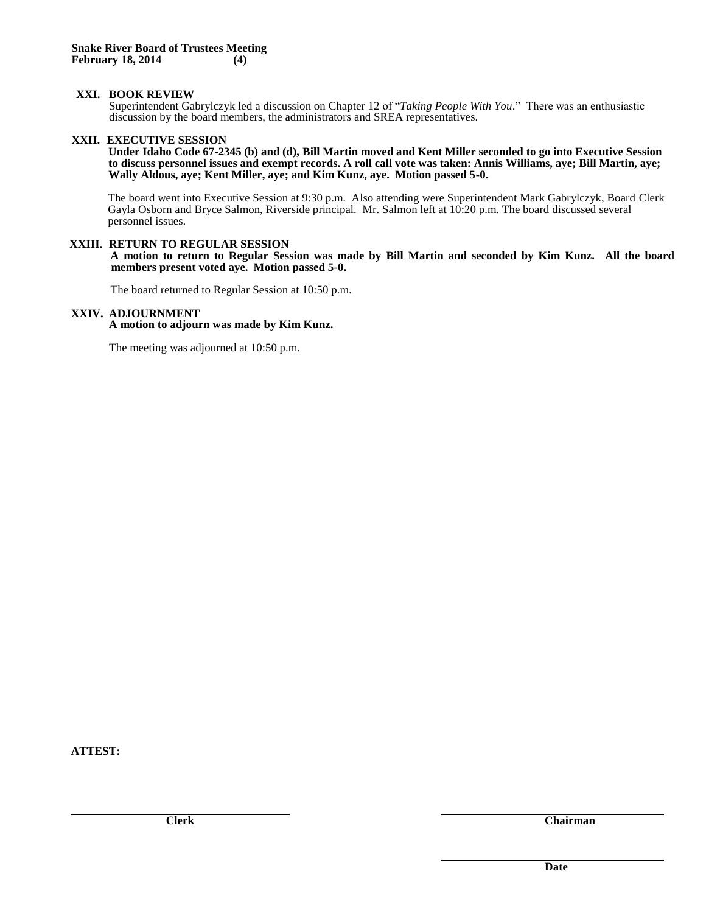**XXI. BOOK REVIEW**

Superintendent Gabrylczyk led a discussion on Chapter 12 of "*Taking People With You*." There was an enthusiastic discussion by the board members, the administrators and SREA representatives.

**XXII. EXECUTIVE SESSION**

**Under Idaho Code 67-2345 (b) and (d), Bill Martin moved and Kent Miller seconded to go into Executive Session to discuss personnel issues and exempt records. A roll call vote was taken: Annis Williams, aye; Bill Martin, aye; Wally Aldous, aye; Kent Miller, aye; and Kim Kunz, aye. Motion passed 5-0.**

The board went into Executive Session at 9:30 p.m. Also attending were Superintendent Mark Gabrylczyk, Board Clerk Gayla Osborn and Bryce Salmon, Riverside principal. Mr. Salmon left at 10:20 p.m. The board discussed several personnel issues.

**XXIII. RETURN TO REGULAR SESSION**

**A motion to return to Regular Session was made by Bill Martin and seconded by Kim Kunz. All the board members present voted aye. Motion passed 5-0.**

The board returned to Regular Session at 10:50 p.m.

**XXIV. ADJOURNMENT**

**A motion to adjourn was made by Kim Kunz.**

The meeting was adjourned at 10:50 p.m.

**ATTEST:**

\_\_\_\_\_\_\_\_\_\_\_\_\_\_\_\_\_\_\_\_\_\_\_\_\_\_\_\_\_\_
**Clerk**

\_\_\_\_\_\_\_\_\_\_\_\_\_\_\_\_\_\_\_\_\_\_\_\_\_\_\_\_\_\_
**Chairman**

\_\_\_\_\_\_\_\_\_\_\_\_\_\_\_\_\_\_\_\_\_\_\_\_\_\_\_\_\_\_
**Date**